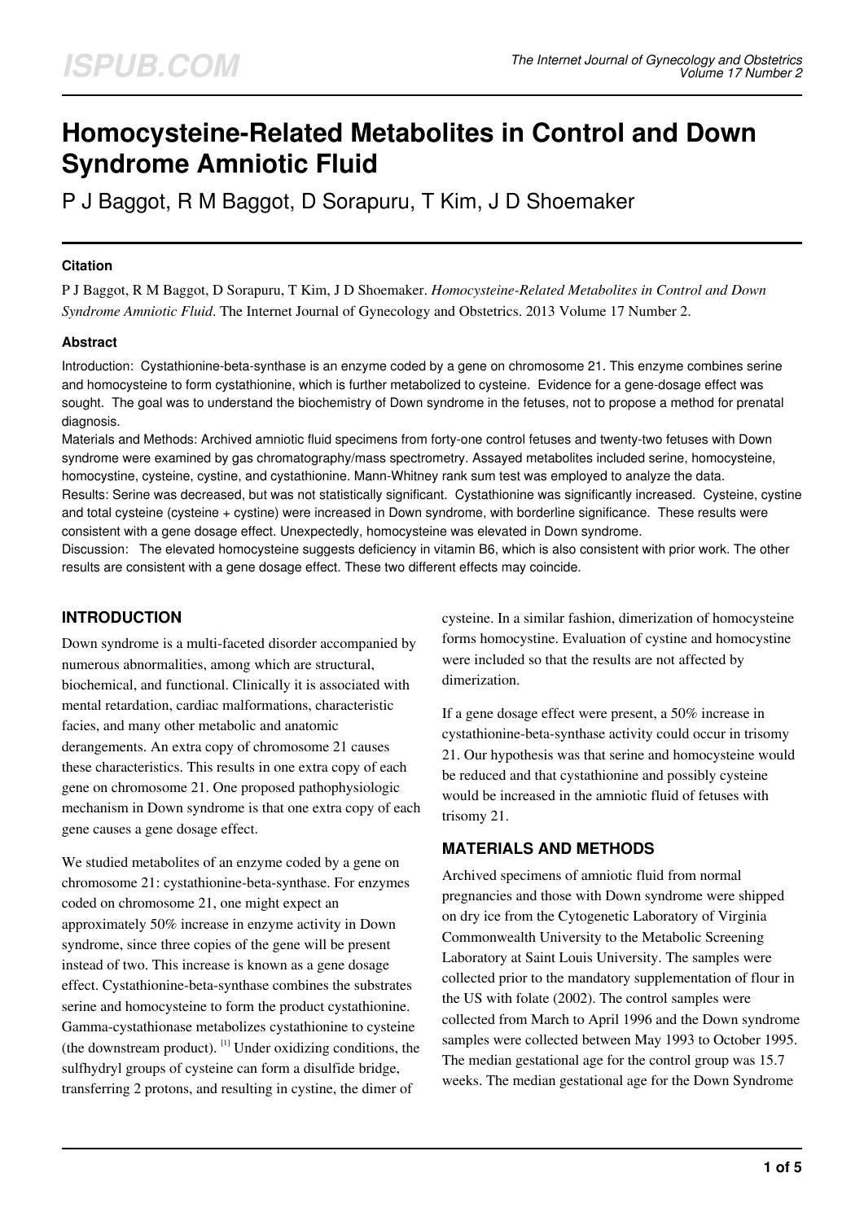# Homocysteine-Related Metabolites in Control and Down Syndrome Amniotic Fluid

P J Baggot, R M Baggot, D Sorapuru, T Kim, J D Shoemaker

### Citation

P J Baggot, R M Baggot, D Sorapuru, T Kim, J D Shoemaker. *Homocysteine-Related Metabolites in Control and Down Syndrome Amniotic Fluid*. The Internet Journal of Gynecology and Obstetrics. 2013 Volume 17 Number 2.

### Abstract

Introduction: Cystathionine-beta-synthase is an enzyme coded by a gene on chromosome 21. This enzyme combines serine and homocysteine to form cystathionine, which is further metabolized to cysteine. Evidence for a gene-dosage effect was sought. The goal was to understand the biochemistry of Down syndrome in the fetuses, not to propose a method for prenatal diagnosis.

Materials and Methods: Archived amniotic fluid specimens from forty-one control fetuses and twenty-two fetuses with Down syndrome were examined by gas chromatography/mass spectrometry. Assayed metabolites included serine, homocysteine, homocystine, cysteine, cystine, and cystathionine. Mann-Whitney rank sum test was employed to analyze the data.

Results: Serine was decreased, but was not statistically significant. Cystathionine was significantly increased. Cysteine, cystine and total cysteine (cysteine + cystine) were increased in Down syndrome, with borderline significance. These results were consistent with a gene dosage effect. Unexpectedly, homocysteine was elevated in Down syndrome.

Discussion: The elevated homocysteine suggests deficiency in vitamin B6, which is also consistent with prior work. The other results are consistent with a gene dosage effect. These two different effects may coincide.

## INTRODUCTION

Down syndrome is a multi-faceted disorder accompanied by numerous abnormalities, among which are structural, biochemical, and functional. Clinically it is associated with mental retardation, cardiac malformations, characteristic facies, and many other metabolic and anatomic derangements. An extra copy of chromosome 21 causes these characteristics. This results in one extra copy of each gene on chromosome 21. One proposed pathophysiologic mechanism in Down syndrome is that one extra copy of each gene causes a gene dosage effect.

We studied metabolites of an enzyme coded by a gene on chromosome 21: cystathionine-beta-synthase. For enzymes coded on chromosome 21, one might expect an approximately 50% increase in enzyme activity in Down syndrome, since three copies of the gene will be present instead of two. This increase is known as a gene dosage effect. Cystathionine-beta-synthase combines the substrates serine and homocysteine to form the product cystathionine. Gamma-cystathionase metabolizes cystathionine to cysteine (the downstream product). [1] Under oxidizing conditions, the sulfhydryl groups of cysteine can form a disulfide bridge, transferring 2 protons, and resulting in cystine, the dimer of cysteine. In a similar fashion, dimerization of homocysteine forms homocystine. Evaluation of cystine and homocystine were included so that the results are not affected by dimerization.

If a gene dosage effect were present, a 50% increase in cystathionine-beta-synthase activity could occur in trisomy 21. Our hypothesis was that serine and homocysteine would be reduced and that cystathionine and possibly cysteine would be increased in the amniotic fluid of fetuses with trisomy 21.

## MATERIALS AND METHODS

Archived specimens of amniotic fluid from normal pregnancies and those with Down syndrome were shipped on dry ice from the Cytogenetic Laboratory of Virginia Commonwealth University to the Metabolic Screening Laboratory at Saint Louis University. The samples were collected prior to the mandatory supplementation of flour in the US with folate (2002). The control samples were collected from March to April 1996 and the Down syndrome samples were collected between May 1993 to October 1995. The median gestational age for the control group was 15.7 weeks. The median gestational age for the Down Syndrome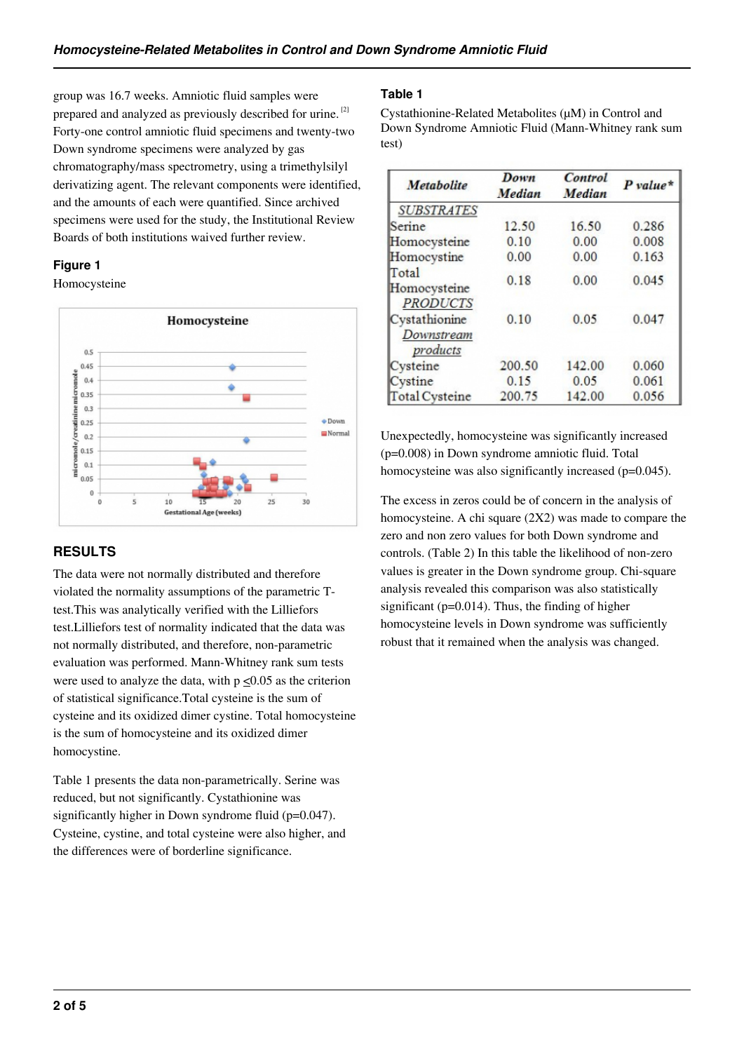group was 16.7 weeks. Amniotic fluid samples were prepared and analyzed as previously described for urine. [2] Forty-one control amniotic fluid specimens and twenty-two Down syndrome specimens were analyzed by gas chromatography/mass spectrometry, using a trimethylsilyl derivatizing agent. The relevant components were identified, and the amounts of each were quantified. Since archived specimens were used for the study, the Institutional Review Boards of both institutions waived further review.

### Figure 1

Homocysteine

## RESULTS

The data were not normally distributed and therefore violated the normality assumptions of the parametric T-test.This was analytically verified with the Lilliefors test.Lilliefors test of normality indicated that the data was not normally distributed, and therefore, non-parametric evaluation was performed. Mann-Whitney rank sum tests were used to analyze the data, with p $\leq$0.05 as the criterion of statistical significance.Total cysteine is the sum of cysteine and its oxidized dimer cystine. Total homocysteine is the sum of homocysteine and its oxidized dimer homocystine.

Table 1 presents the data non-parametrically. Serine was reduced, but not significantly. Cystathionine was significantly higher in Down syndrome fluid (p=0.047). Cysteine, cystine, and total cysteine were also higher, and the differences were of borderline significance.

### Table 1

Cystathionine-Related Metabolites (μM) in Control and Down Syndrome Amniotic Fluid (Mann-Whitney rank sum test)

| *Metabolite* | *Down Median* | *Control Median* | *P value\** |
|---|---|---|---|
| *SUBSTRATES* | | | |
| Serine | 12.50 | 16.50 | 0.286 |
| Homocysteine | 0.10 | 0.00 | 0.008 |
| Homocystine | 0.00 | 0.00 | 0.163 |
| Total Homocysteine | 0.18 | 0.00 | 0.045 |
| *PRODUCTS* | | | |
| Cystathionine | 0.10 | 0.05 | 0.047 |
| *Downstream products* | | | |
| Cysteine | 200.50 | 142.00 | 0.060 |
| Cystine | 0.15 | 0.05 | 0.061 |
| Total Cysteine | 200.75 | 142.00 | 0.056 |

Unexpectedly, homocysteine was significantly increased (p=0.008) in Down syndrome amniotic fluid. Total homocysteine was also significantly increased (p=0.045).

The excess in zeros could be of concern in the analysis of homocysteine. A chi square (2X2) was made to compare the zero and non zero values for both Down syndrome and controls. (Table 2) In this table the likelihood of non-zero values is greater in the Down syndrome group. Chi-square analysis revealed this comparison was also statistically significant (p=0.014). Thus, the finding of higher homocysteine levels in Down syndrome was sufficiently robust that it remained when the analysis was changed.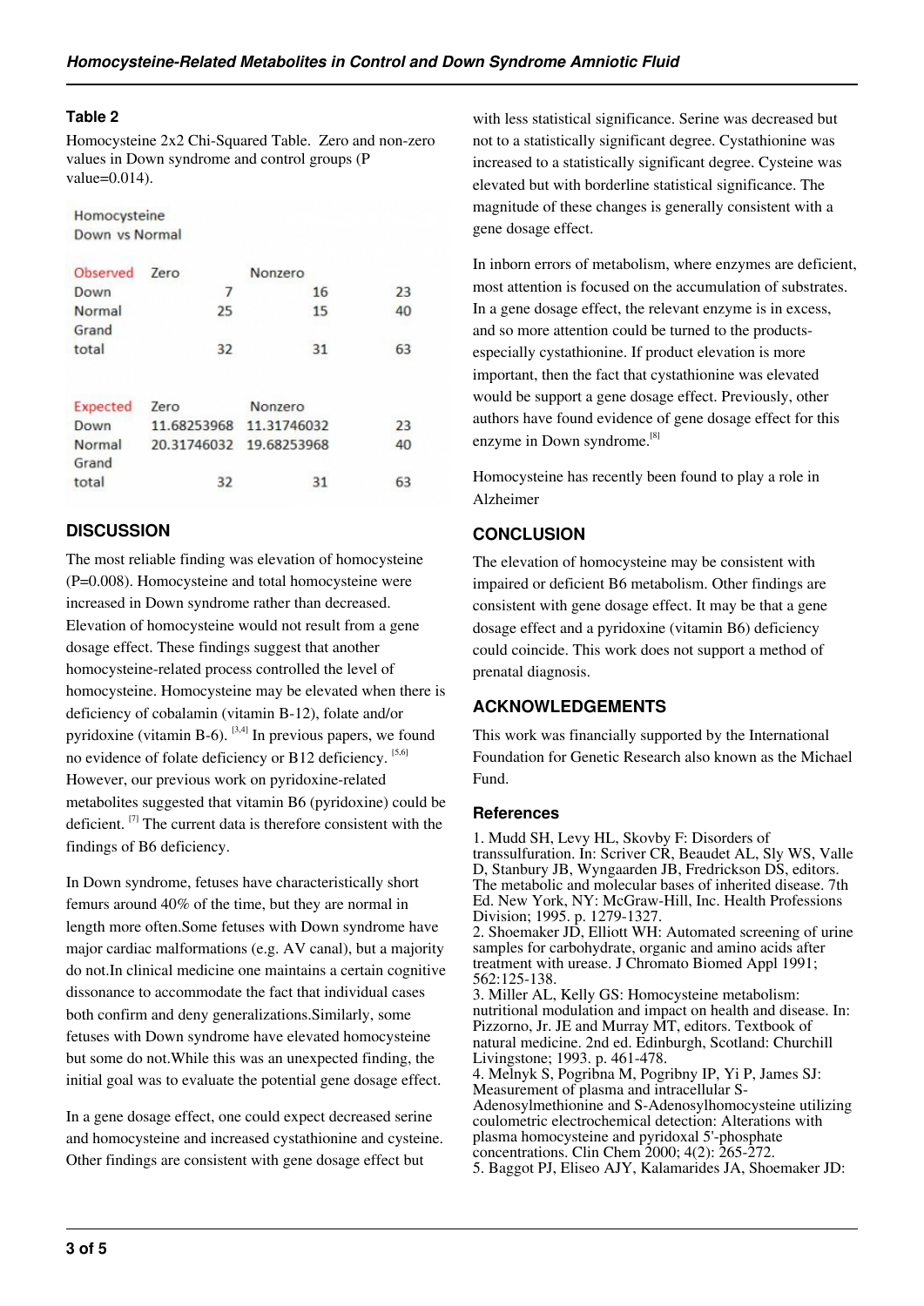### Table 2

Homocysteine 2x2 Chi-Squared Table. Zero and non-zero values in Down syndrome and control groups (P value=0.014).

Homocysteine
Down vs Normal

| Observed | Zero | Nonzero | |
|---|---|---|---|
| Down | 7 | 16 | 23 |
| Normal | 25 | 15 | 40 |
| Grand total | 32 | 31 | 63 |

| Expected | Zero | Nonzero | |
|---|---|---|---|
| Down | 11.68253968 | 11.31746032 | 23 |
| Normal | 20.31746032 | 19.68253968 | 40 |
| Grand total | 32 | 31 | 63 |

## DISCUSSION

The most reliable finding was elevation of homocysteine (P=0.008). Homocysteine and total homocysteine were increased in Down syndrome rather than decreased. Elevation of homocysteine would not result from a gene dosage effect. These findings suggest that another homocysteine-related process controlled the level of homocysteine. Homocysteine may be elevated when there is deficiency of cobalamin (vitamin B-12), folate and/or pyridoxine (vitamin B-6). [3,4] In previous papers, we found no evidence of folate deficiency or B12 deficiency. [5,6] However, our previous work on pyridoxine-related metabolites suggested that vitamin B6 (pyridoxine) could be deficient. [7] The current data is therefore consistent with the findings of B6 deficiency.

In Down syndrome, fetuses have characteristically short femurs around 40% of the time, but they are normal in length more often.Some fetuses with Down syndrome have major cardiac malformations (e.g. AV canal), but a majority do not.In clinical medicine one maintains a certain cognitive dissonance to accommodate the fact that individual cases both confirm and deny generalizations.Similarly, some fetuses with Down syndrome have elevated homocysteine but some do not.While this was an unexpected finding, the initial goal was to evaluate the potential gene dosage effect.

In a gene dosage effect, one could expect decreased serine and homocysteine and increased cystathionine and cysteine. Other findings are consistent with gene dosage effect but with less statistical significance. Serine was decreased but not to a statistically significant degree. Cystathionine was increased to a statistically significant degree. Cysteine was elevated but with borderline statistical significance. The magnitude of these changes is generally consistent with a gene dosage effect.

In inborn errors of metabolism, where enzymes are deficient, most attention is focused on the accumulation of substrates. In a gene dosage effect, the relevant enzyme is in excess, and so more attention could be turned to the products-especially cystathionine. If product elevation is more important, then the fact that cystathionine was elevated would be support a gene dosage effect. Previously, other authors have found evidence of gene dosage effect for this enzyme in Down syndrome.[8]

Homocysteine has recently been found to play a role in Alzheimer

## CONCLUSION

The elevation of homocysteine may be consistent with impaired or deficient B6 metabolism. Other findings are consistent with gene dosage effect. It may be that a gene dosage effect and a pyridoxine (vitamin B6) deficiency could coincide. This work does not support a method of prenatal diagnosis.

## ACKNOWLEDGEMENTS

This work was financially supported by the International Foundation for Genetic Research also known as the Michael Fund.

### References

1. Mudd SH, Levy HL, Skovby F: Disorders of transsulfuration. In: Scriver CR, Beaudet AL, Sly WS, Valle D, Stanbury JB, Wyngaarden JB, Fredrickson DS, editors. The metabolic and molecular bases of inherited disease. 7th Ed. New York, NY: McGraw-Hill, Inc. Health Professions Division; 1995. p. 1279-1327.
2. Shoemaker JD, Elliott WH: Automated screening of urine samples for carbohydrate, organic and amino acids after treatment with urease. J Chromato Biomed Appl 1991; 562:125-138.
3. Miller AL, Kelly GS: Homocysteine metabolism: nutritional modulation and impact on health and disease. In: Pizzorno, Jr. JE and Murray MT, editors. Textbook of natural medicine. 2nd ed. Edinburgh, Scotland: Churchill Livingstone; 1993. p. 461-478.
4. Melnyk S, Pogribna M, Pogribny IP, Yi P, James SJ: Measurement of plasma and intracellular S-Adenosylmethionine and S-Adenosylhomocysteine utilizing coulometric electrochemical detection: Alterations with plasma homocysteine and pyridoxal 5'-phosphate concentrations. Clin Chem 2000; 4(2): 265-272.
5. Baggot PJ, Eliseo AJY, Kalamarides JA, Shoemaker JD: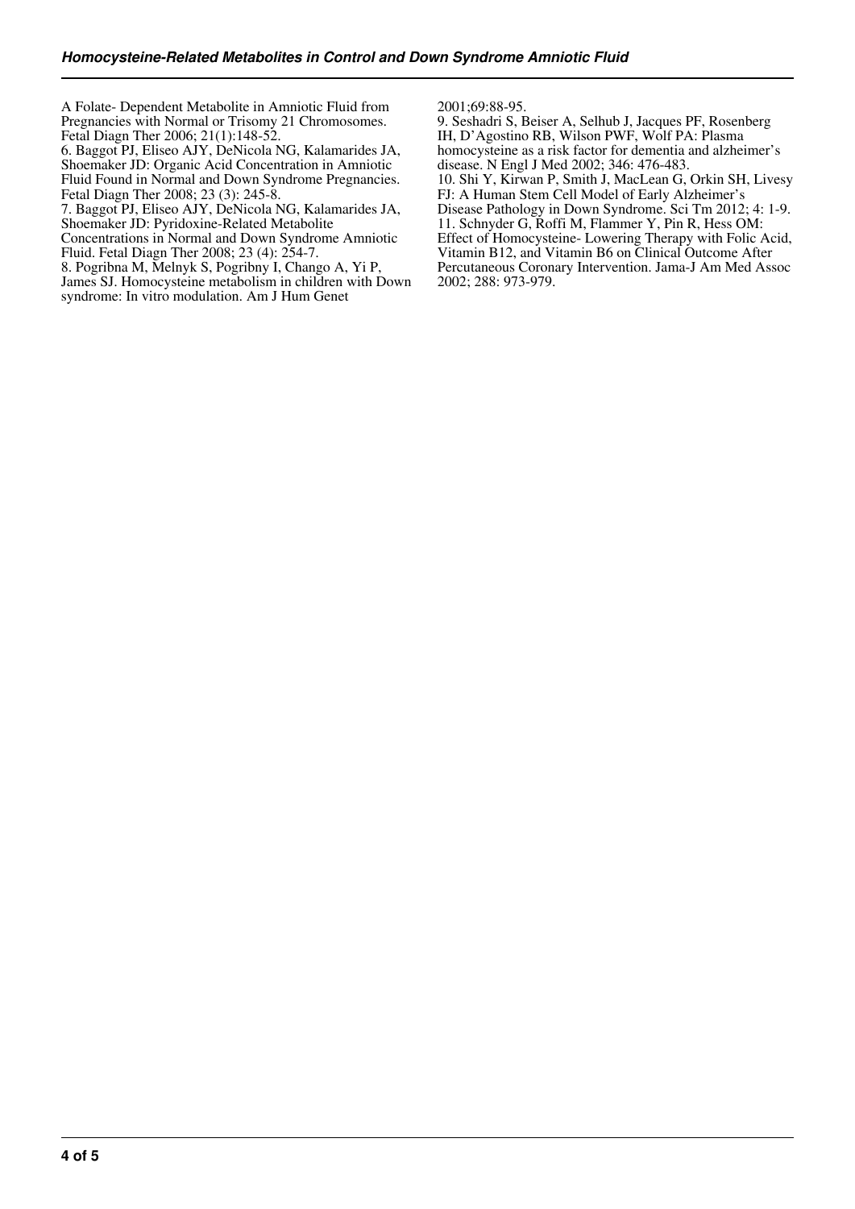A Folate- Dependent Metabolite in Amniotic Fluid from Pregnancies with Normal or Trisomy 21 Chromosomes. Fetal Diagn Ther 2006; 21(1):148-52.

6. Baggot PJ, Eliseo AJY, DeNicola NG, Kalamarides JA, Shoemaker JD: Organic Acid Concentration in Amniotic Fluid Found in Normal and Down Syndrome Pregnancies. Fetal Diagn Ther 2008; 23 (3): 245-8.

7. Baggot PJ, Eliseo AJY, DeNicola NG, Kalamarides JA, Shoemaker JD: Pyridoxine-Related Metabolite Concentrations in Normal and Down Syndrome Amniotic Fluid. Fetal Diagn Ther 2008; 23 (4): 254-7.

8. Pogribna M, Melnyk S, Pogribny I, Chango A, Yi P, James SJ. Homocysteine metabolism in children with Down syndrome: In vitro modulation. Am J Hum Genet 2001;69:88-95.

9. Seshadri S, Beiser A, Selhub J, Jacques PF, Rosenberg IH, D'Agostino RB, Wilson PWF, Wolf PA: Plasma homocysteine as a risk factor for dementia and alzheimer's disease. N Engl J Med 2002; 346: 476-483.

10. Shi Y, Kirwan P, Smith J, MacLean G, Orkin SH, Livesy FJ: A Human Stem Cell Model of Early Alzheimer's Disease Pathology in Down Syndrome. Sci Tm 2012; 4: 1-9.

11. Schnyder G, Roffi M, Flammer Y, Pin R, Hess OM: Effect of Homocysteine- Lowering Therapy with Folic Acid, Vitamin B12, and Vitamin B6 on Clinical Outcome After Percutaneous Coronary Intervention. Jama-J Am Med Assoc 2002; 288: 973-979.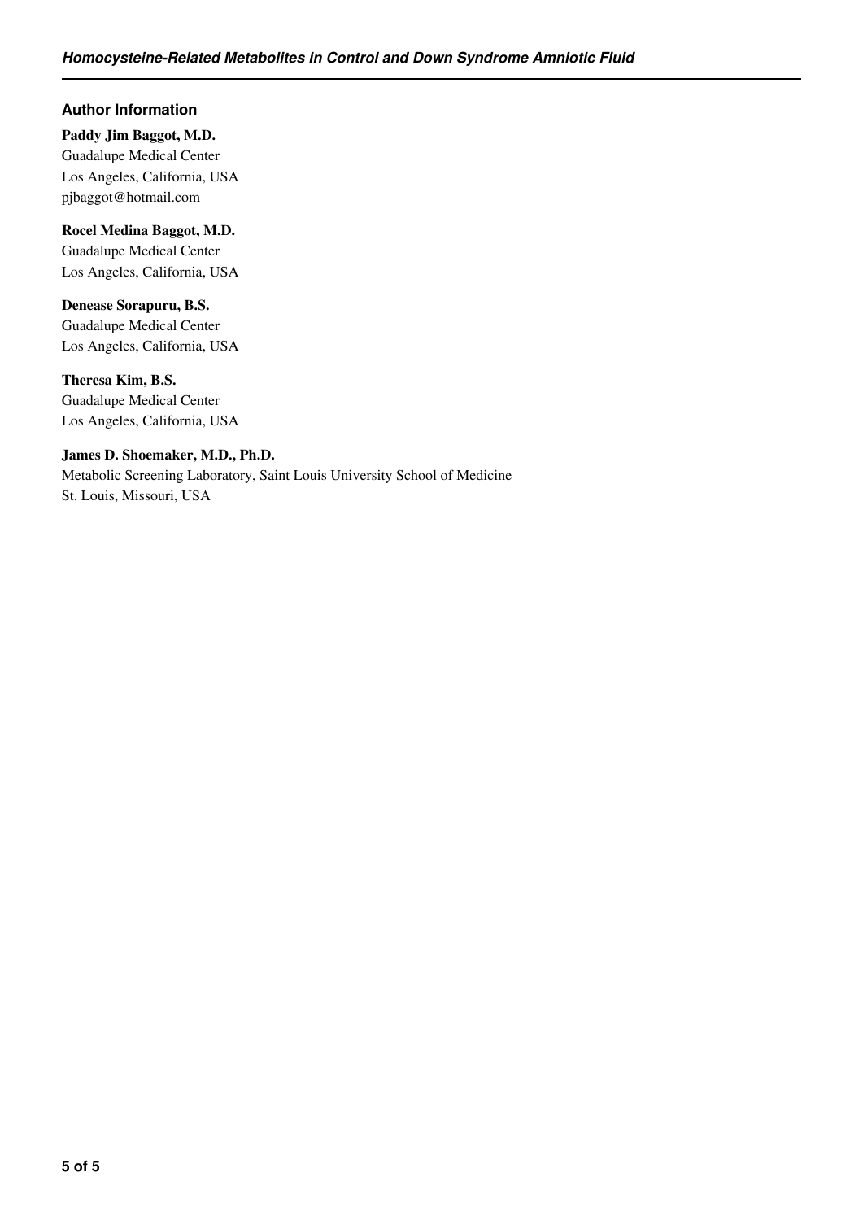## Author Information

**Paddy Jim Baggot, M.D.**
Guadalupe Medical Center
Los Angeles, California, USA
pjbaggot@hotmail.com

**Rocel Medina Baggot, M.D.**
Guadalupe Medical Center
Los Angeles, California, USA

**Denease Sorapuru, B.S.**
Guadalupe Medical Center
Los Angeles, California, USA

**Theresa Kim, B.S.**
Guadalupe Medical Center
Los Angeles, California, USA

**James D. Shoemaker, M.D., Ph.D.**
Metabolic Screening Laboratory, Saint Louis University School of Medicine
St. Louis, Missouri, USA